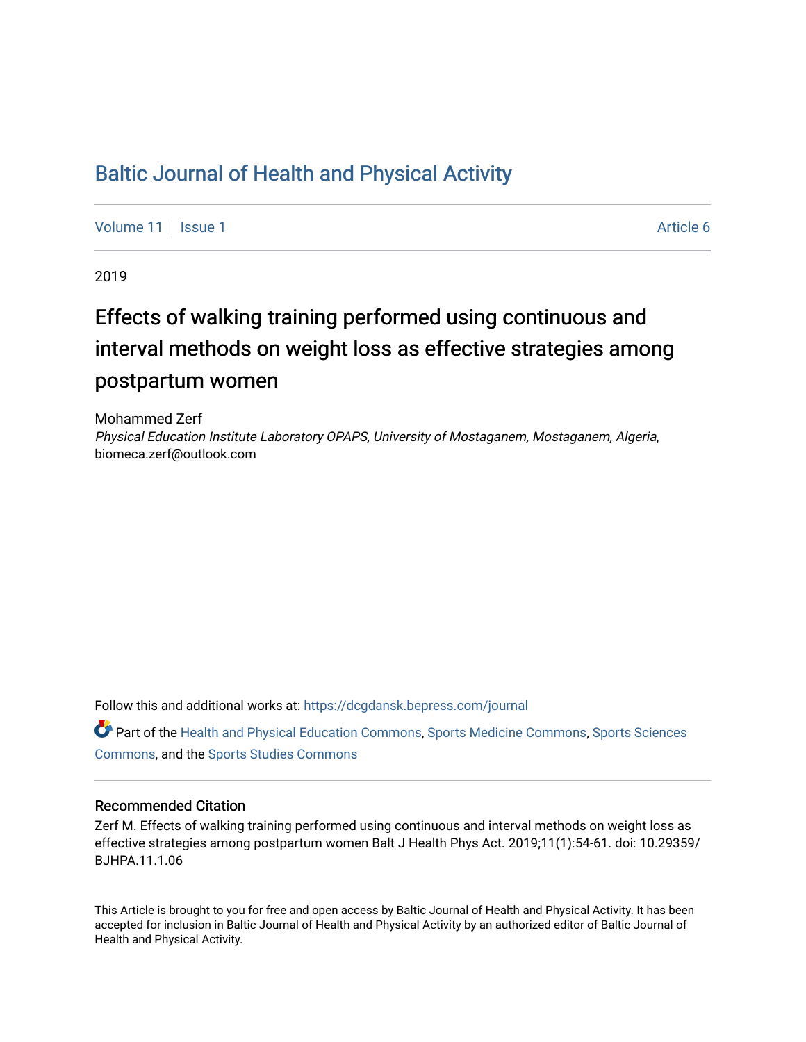# Baltic Journal of Health and Physical Activity

Volume 11 | Issue 1 | Article 6

2019

## Effects of walking training performed using continuous and interval methods on weight loss as effective strategies among postpartum women

Mohammed Zerf

*Physical Education Institute Laboratory OPAPS, University of Mostaganem, Mostaganem, Algeria*, biomeca.zerf@outlook.com

Follow this and additional works at: https://dcgdansk.bepress.com/journal

Part of the Health and Physical Education Commons, Sports Medicine Commons, Sports Sciences Commons, and the Sports Studies Commons

### Recommended Citation

Zerf M. Effects of walking training performed using continuous and interval methods on weight loss as effective strategies among postpartum women Balt J Health Phys Act. 2019;11(1):54-61. doi: 10.29359/BJHPA.11.1.06

This Article is brought to you for free and open access by Baltic Journal of Health and Physical Activity. It has been accepted for inclusion in Baltic Journal of Health and Physical Activity by an authorized editor of Baltic Journal of Health and Physical Activity.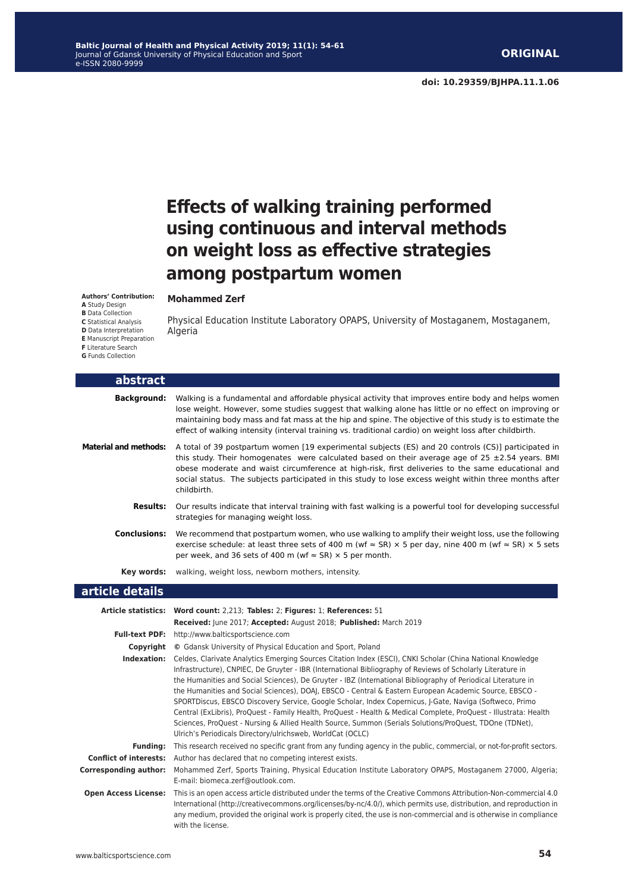**ORIGINAL**

**doi: 10.29359/BJHPA.11.1.06**

# Effects of walking training performed using continuous and interval methods on weight loss as effective strategies among postpartum women

**Authors' Contribution:**
**A** Study Design
**B** Data Collection
**C** Statistical Analysis
**D** Data Interpretation
**E** Manuscript Preparation
**F** Literature Search
**G** Funds Collection

**Mohammed Zerf**

Physical Education Institute Laboratory OPAPS, University of Mostaganem, Mostaganem, Algeria

## abstract

**Background:** Walking is a fundamental and affordable physical activity that improves entire body and helps women lose weight. However, some studies suggest that walking alone has little or no effect on improving or maintaining body mass and fat mass at the hip and spine. The objective of this study is to estimate the effect of walking intensity (interval training vs. traditional cardio) on weight loss after childbirth.

**Material and methods:** A total of 39 postpartum women [19 experimental subjects (ES) and 20 controls (CS)] participated in this study. Their homogenates were calculated based on their average age of 25 ±2.54 years. BMI obese moderate and waist circumference at high-risk, first deliveries to the same educational and social status. The subjects participated in this study to lose excess weight within three months after childbirth.

**Results:** Our results indicate that interval training with fast walking is a powerful tool for developing successful strategies for managing weight loss.

**Conclusions:** We recommend that postpartum women, who use walking to amplify their weight loss, use the following exercise schedule: at least three sets of 400 m (wf ≈ SR) × 5 per day, nine 400 m (wf ≈ SR) × 5 sets per week, and 36 sets of 400 m (wf ≈ SR) × 5 per month.

**Key words:** walking, weight loss, newborn mothers, intensity.

## article details

**Article statistics:** **Word count:** 2,213; **Tables:** 2; **Figures:** 1; **References:** 51
**Received:** June 2017; **Accepted:** August 2018; **Published:** March 2019

**Full-text PDF:** http://www.balticsportscience.com

**Copyright** © Gdansk University of Physical Education and Sport, Poland

**Indexation:** Celdes, Clarivate Analytics Emerging Sources Citation Index (ESCI), CNKI Scholar (China National Knowledge Infrastructure), CNPIEC, De Gruyter - IBR (International Bibliography of Reviews of Scholarly Literature in the Humanities and Social Sciences), De Gruyter - IBZ (International Bibliography of Periodical Literature in the Humanities and Social Sciences), DOAJ, EBSCO - Central & Eastern European Academic Source, EBSCO - SPORTDiscus, EBSCO Discovery Service, Google Scholar, Index Copernicus, J-Gate, Naviga (Softweco, Primo Central (ExLibris), ProQuest - Family Health, ProQuest - Health & Medical Complete, ProQuest - Illustrata: Health Sciences, ProQuest - Nursing & Allied Health Source, Summon (Serials Solutions/ProQuest, TDOne (TDNet), Ulrich's Periodicals Directory/ulrichsweb, WorldCat (OCLC)

**Funding:** This research received no specific grant from any funding agency in the public, commercial, or not-for-profit sectors.

**Conflict of interests:** Author has declared that no competing interest exists.

**Corresponding author:** Mohammed Zerf, Sports Training, Physical Education Institute Laboratory OPAPS, Mostaganem 27000, Algeria; E-mail: biomeca.zerf@outlook.com.

**Open Access License:** This is an open access article distributed under the terms of the Creative Commons Attribution-Non-commercial 4.0 International (http://creativecommons.org/licenses/by-nc/4.0/), which permits use, distribution, and reproduction in any medium, provided the original work is properly cited, the use is non-commercial and is otherwise in compliance with the license.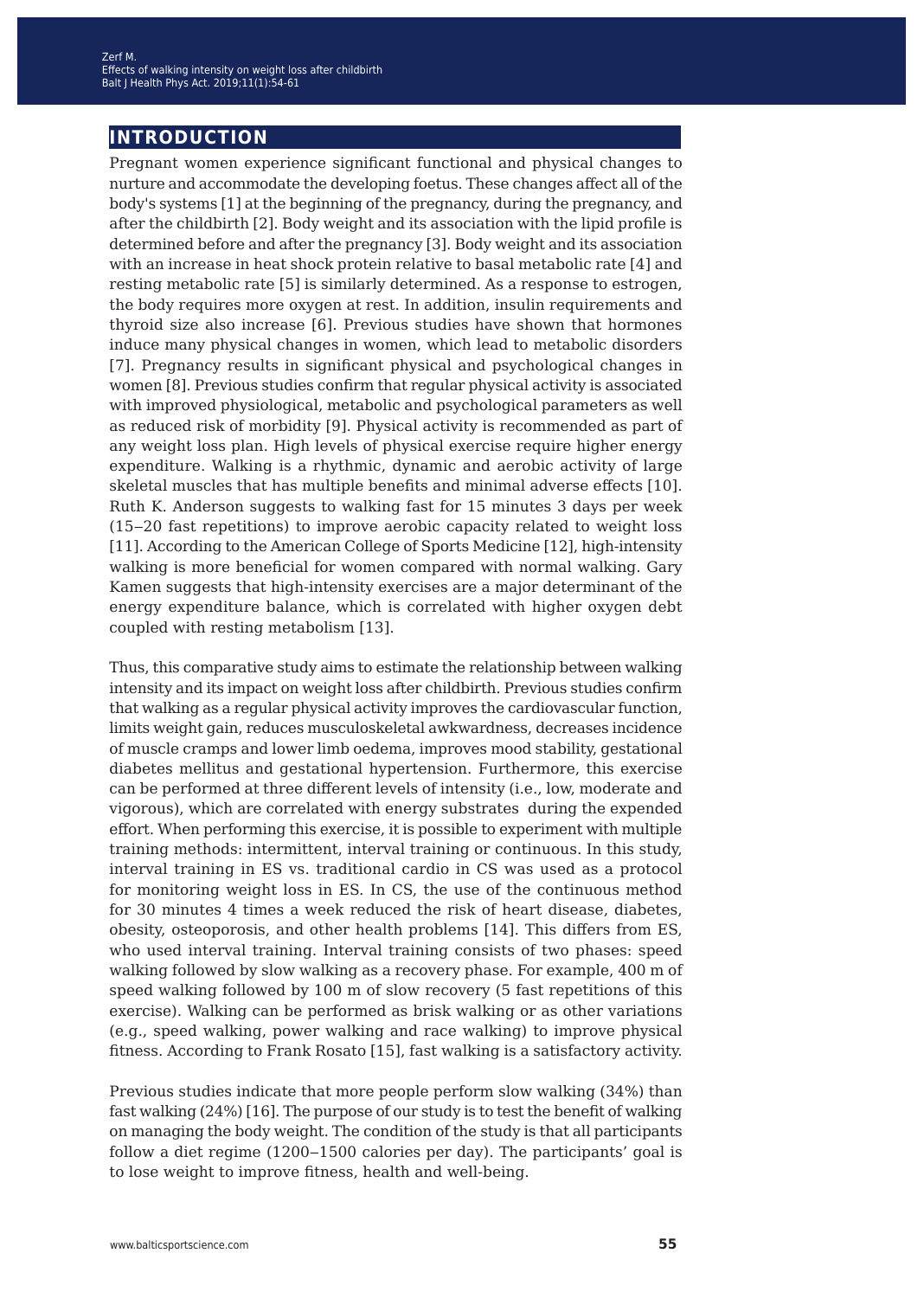## INTRODUCTION

Pregnant women experience significant functional and physical changes to nurture and accommodate the developing foetus. These changes affect all of the body's systems [1] at the beginning of the pregnancy, during the pregnancy, and after the childbirth [2]. Body weight and its association with the lipid profile is determined before and after the pregnancy [3]. Body weight and its association with an increase in heat shock protein relative to basal metabolic rate [4] and resting metabolic rate [5] is similarly determined. As a response to estrogen, the body requires more oxygen at rest. In addition, insulin requirements and thyroid size also increase [6]. Previous studies have shown that hormones induce many physical changes in women, which lead to metabolic disorders [7]. Pregnancy results in significant physical and psychological changes in women [8]. Previous studies confirm that regular physical activity is associated with improved physiological, metabolic and psychological parameters as well as reduced risk of morbidity [9]. Physical activity is recommended as part of any weight loss plan. High levels of physical exercise require higher energy expenditure. Walking is a rhythmic, dynamic and aerobic activity of large skeletal muscles that has multiple benefits and minimal adverse effects [10]. Ruth K. Anderson suggests to walking fast for 15 minutes 3 days per week (15–20 fast repetitions) to improve aerobic capacity related to weight loss [11]. According to the American College of Sports Medicine [12], high-intensity walking is more beneficial for women compared with normal walking. Gary Kamen suggests that high-intensity exercises are a major determinant of the energy expenditure balance, which is correlated with higher oxygen debt coupled with resting metabolism [13].

Thus, this comparative study aims to estimate the relationship between walking intensity and its impact on weight loss after childbirth. Previous studies confirm that walking as a regular physical activity improves the cardiovascular function, limits weight gain, reduces musculoskeletal awkwardness, decreases incidence of muscle cramps and lower limb oedema, improves mood stability, gestational diabetes mellitus and gestational hypertension. Furthermore, this exercise can be performed at three different levels of intensity (i.e., low, moderate and vigorous), which are correlated with energy substrates during the expended effort. When performing this exercise, it is possible to experiment with multiple training methods: intermittent, interval training or continuous. In this study, interval training in ES vs. traditional cardio in CS was used as a protocol for monitoring weight loss in ES. In CS, the use of the continuous method for 30 minutes 4 times a week reduced the risk of heart disease, diabetes, obesity, osteoporosis, and other health problems [14]. This differs from ES, who used interval training. Interval training consists of two phases: speed walking followed by slow walking as a recovery phase. For example, 400 m of speed walking followed by 100 m of slow recovery (5 fast repetitions of this exercise). Walking can be performed as brisk walking or as other variations (e.g., speed walking, power walking and race walking) to improve physical fitness. According to Frank Rosato [15], fast walking is a satisfactory activity.

Previous studies indicate that more people perform slow walking (34%) than fast walking (24%) [16]. The purpose of our study is to test the benefit of walking on managing the body weight. The condition of the study is that all participants follow a diet regime (1200–1500 calories per day). The participants' goal is to lose weight to improve fitness, health and well-being.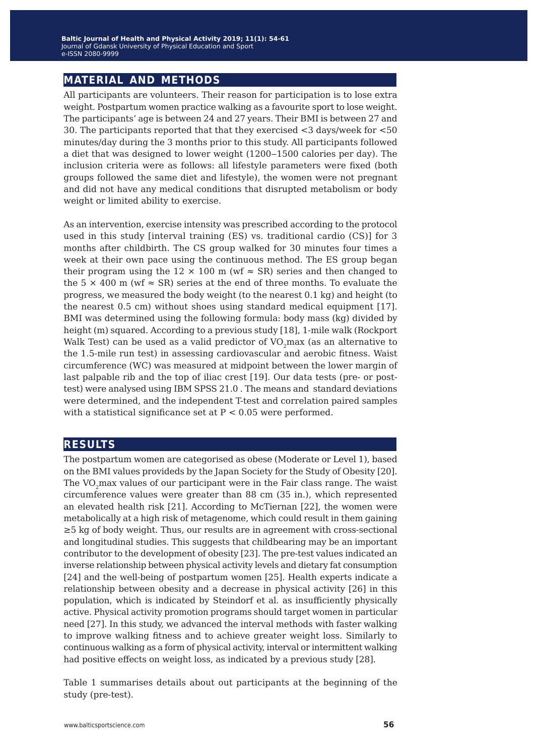## MATERIAL AND METHODS

All participants are volunteers. Their reason for participation is to lose extra weight. Postpartum women practice walking as a favourite sport to lose weight. The participants' age is between 24 and 27 years. Their BMI is between 27 and 30. The participants reported that that they exercised <3 days/week for <50 minutes/day during the 3 months prior to this study. All participants followed a diet that was designed to lower weight (1200–1500 calories per day). The inclusion criteria were as follows: all lifestyle parameters were fixed (both groups followed the same diet and lifestyle), the women were not pregnant and did not have any medical conditions that disrupted metabolism or body weight or limited ability to exercise.

As an intervention, exercise intensity was prescribed according to the protocol used in this study [interval training (ES) vs. traditional cardio (CS)] for 3 months after childbirth. The CS group walked for 30 minutes four times a week at their own pace using the continuous method. The ES group began their program using the 12 × 100 m (wf ≈ SR) series and then changed to the 5 × 400 m (wf ≈ SR) series at the end of three months. To evaluate the progress, we measured the body weight (to the nearest 0.1 kg) and height (to the nearest 0.5 cm) without shoes using standard medical equipment [17]. BMI was determined using the following formula: body mass (kg) divided by height (m) squared. According to a previous study [18], 1-mile walk (Rockport Walk Test) can be used as a valid predictor of $VO_2$max (as an alternative to the 1.5-mile run test) in assessing cardiovascular and aerobic fitness. Waist circumference (WC) was measured at midpoint between the lower margin of last palpable rib and the top of iliac crest [19]. Our data tests (pre- or post-test) were analysed using IBM SPSS 21.0 . The means and standard deviations were determined, and the independent T-test and correlation paired samples with a statistical significance set at $P < 0.05$ were performed.

## RESULTS

The postpartum women are categorised as obese (Moderate or Level 1), based on the BMI values provideds by the Japan Society for the Study of Obesity [20]. The $VO_2$max values of our participant were in the Fair class range. The waist circumference values were greater than 88 cm (35 in.), which represented an elevated health risk [21]. According to McTiernan [22], the women were metabolically at a high risk of metagenome, which could result in them gaining ≥5 kg of body weight. Thus, our results are in agreement with cross-sectional and longitudinal studies. This suggests that childbearing may be an important contributor to the development of obesity [23]. The pre-test values indicated an inverse relationship between physical activity levels and dietary fat consumption [24] and the well-being of postpartum women [25]. Health experts indicate a relationship between obesity and a decrease in physical activity [26] in this population, which is indicated by Steindorf et al. as insufficiently physically active. Physical activity promotion programs should target women in particular need [27]. In this study, we advanced the interval methods with faster walking to improve walking fitness and to achieve greater weight loss. Similarly to continuous walking as a form of physical activity, interval or intermittent walking had positive effects on weight loss, as indicated by a previous study [28].

Table 1 summarises details about out participants at the beginning of the study (pre-test).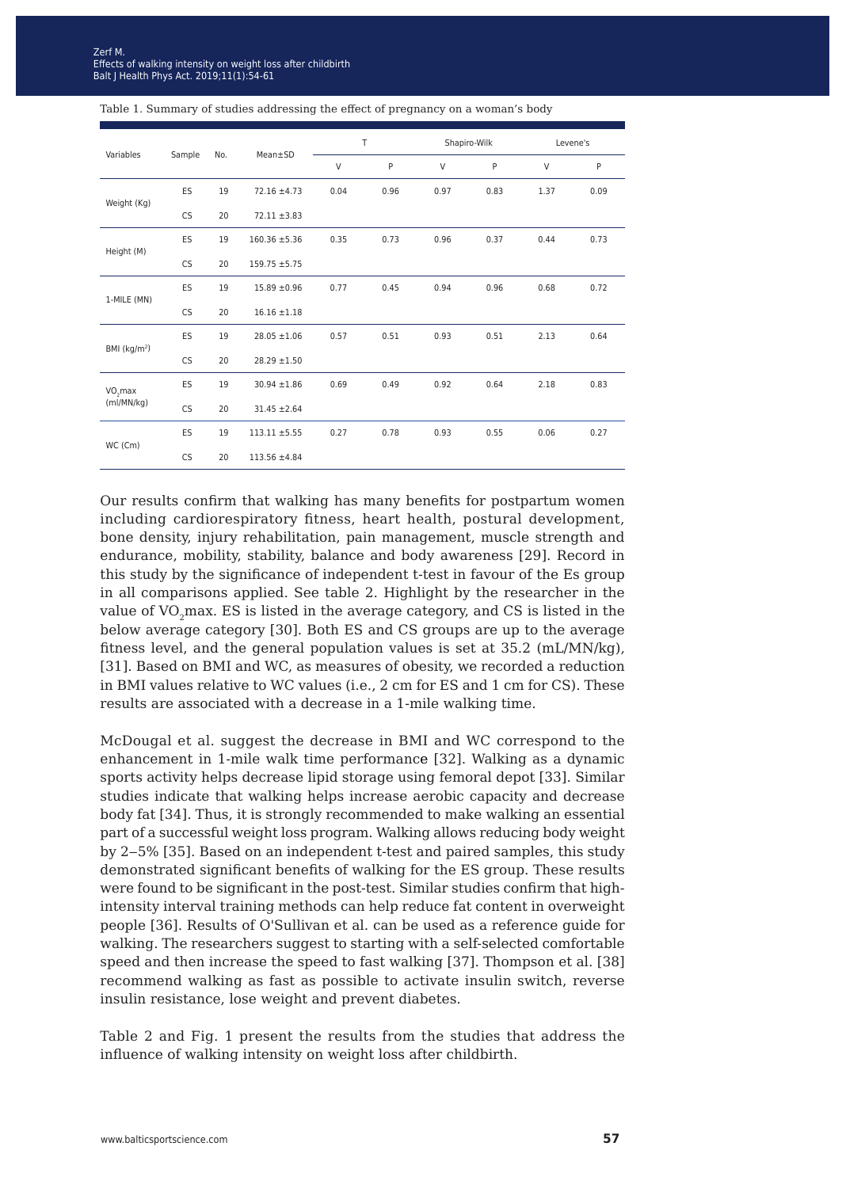Table 1. Summary of studies addressing the effect of pregnancy on a woman's body

| Variables | Sample | No. | Mean±SD | T | | Shapiro-Wilk | | Levene's | |
|---|---|---|---|---|---|---|---|---|---|
| | | | | V | P | V | P | V | P |
| Weight (Kg) | ES | 19 | 72.16 ±4.73 | 0.04 | 0.96 | 0.97 | 0.83 | 1.37 | 0.09 |
| | CS | 20 | 72.11 ±3.83 | | | | | | |
| Height (M) | ES | 19 | 160.36 ±5.36 | 0.35 | 0.73 | 0.96 | 0.37 | 0.44 | 0.73 |
| | CS | 20 | 159.75 ±5.75 | | | | | | |
| 1-MILE (MN) | ES | 19 | 15.89 ±0.96 | 0.77 | 0.45 | 0.94 | 0.96 | 0.68 | 0.72 |
| | CS | 20 | 16.16 ±1.18 | | | | | | |
| BMI (kg/m$^2$) | ES | 19 | 28.05 ±1.06 | 0.57 | 0.51 | 0.93 | 0.51 | 2.13 | 0.64 |
| | CS | 20 | 28.29 ±1.50 | | | | | | |
| $VO_2$max (ml/MN/kg) | ES | 19 | 30.94 ±1.86 | 0.69 | 0.49 | 0.92 | 0.64 | 2.18 | 0.83 |
| | CS | 20 | 31.45 ±2.64 | | | | | | |
| WC (Cm) | ES | 19 | 113.11 ±5.55 | 0.27 | 0.78 | 0.93 | 0.55 | 0.06 | 0.27 |
| | CS | 20 | 113.56 ±4.84 | | | | | | |

Our results confirm that walking has many benefits for postpartum women including cardiorespiratory fitness, heart health, postural development, bone density, injury rehabilitation, pain management, muscle strength and endurance, mobility, stability, balance and body awareness [29]. Record in this study by the significance of independent t-test in favour of the Es group in all comparisons applied. See table 2. Highlight by the researcher in the value of $VO_2$max. ES is listed in the average category, and CS is listed in the below average category [30]. Both ES and CS groups are up to the average fitness level, and the general population values is set at 35.2 (mL/MN/kg), [31]. Based on BMI and WC, as measures of obesity, we recorded a reduction in BMI values relative to WC values (i.e., 2 cm for ES and 1 cm for CS). These results are associated with a decrease in a 1-mile walking time.

McDougal et al. suggest the decrease in BMI and WC correspond to the enhancement in 1-mile walk time performance [32]. Walking as a dynamic sports activity helps decrease lipid storage using femoral depot [33]. Similar studies indicate that walking helps increase aerobic capacity and decrease body fat [34]. Thus, it is strongly recommended to make walking an essential part of a successful weight loss program. Walking allows reducing body weight by 2‒5% [35]. Based on an independent t-test and paired samples, this study demonstrated significant benefits of walking for the ES group. These results were found to be significant in the post-test. Similar studies confirm that high-intensity interval training methods can help reduce fat content in overweight people [36]. Results of O'Sullivan et al. can be used as a reference guide for walking. The researchers suggest to starting with a self-selected comfortable speed and then increase the speed to fast walking [37]. Thompson et al. [38] recommend walking as fast as possible to activate insulin switch, reverse insulin resistance, lose weight and prevent diabetes.

Table 2 and Fig. 1 present the results from the studies that address the influence of walking intensity on weight loss after childbirth.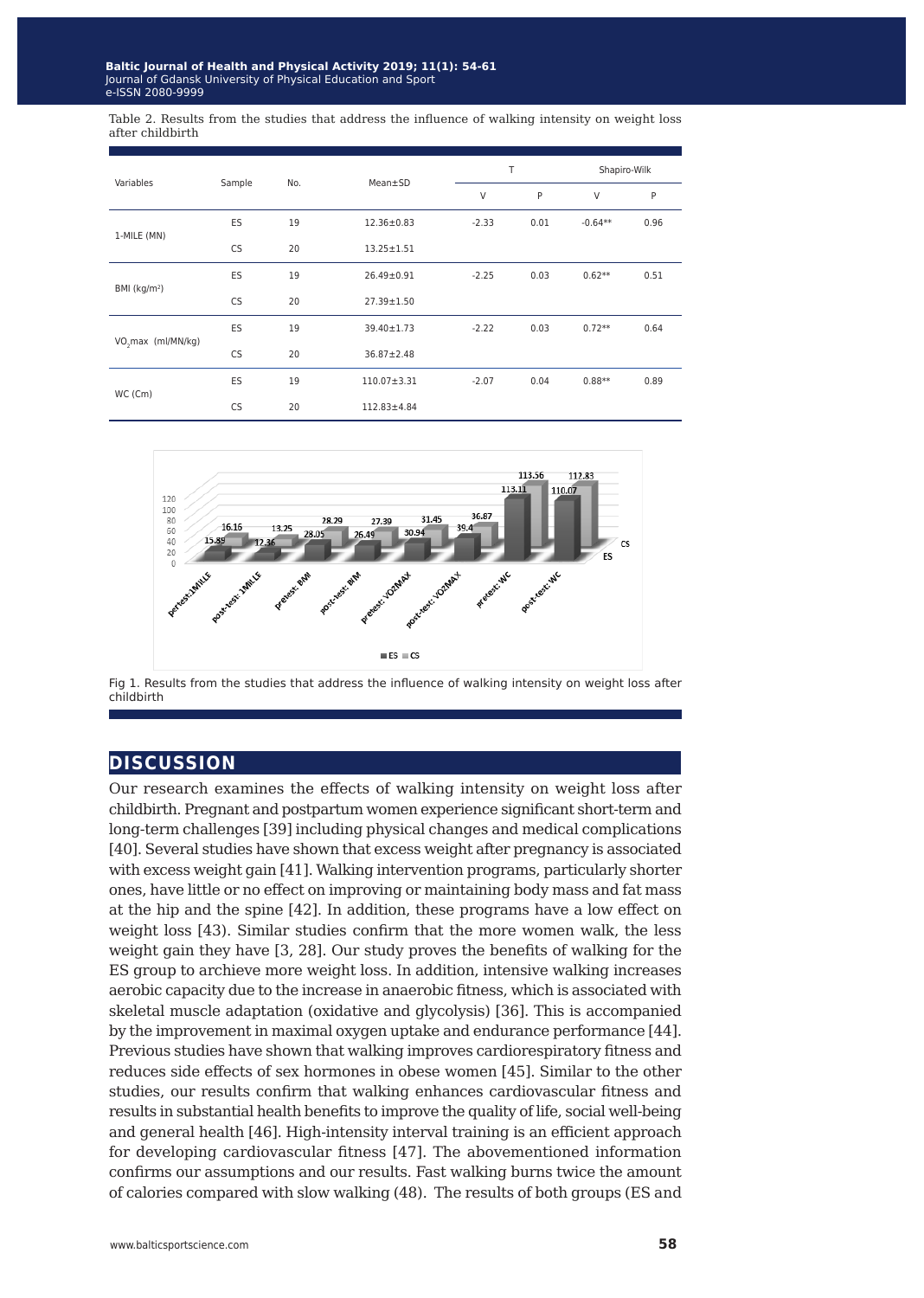Table 2. Results from the studies that address the influence of walking intensity on weight loss after childbirth

| Variables | Sample | No. | Mean±SD | T | | Shapiro-Wilk | |
|---|---|---|---|---|---|---|---|
| | | | | V | P | V | P |
| 1-MILE (MN) | ES | 19 | 12.36±0.83 | -2.33 | 0.01 | -0.64** | 0.96 |
| | CS | 20 | 13.25±1.51 | | | | |
| BMI (kg/m²) | ES | 19 | 26.49±0.91 | -2.25 | 0.03 | 0.62** | 0.51 |
| | CS | 20 | 27.39±1.50 | | | | |
| $VO_2$max (ml/MN/kg) | ES | 19 | 39.40±1.73 | -2.22 | 0.03 | 0.72** | 0.64 |
| | CS | 20 | 36.87±2.48 | | | | |
| WC (Cm) | ES | 19 | 110.07±3.31 | -2.07 | 0.04 | 0.88** | 0.89 |
| | CS | 20 | 112.83±4.84 | | | | |

Fig 1. Results from the studies that address the influence of walking intensity on weight loss after childbirth

## DISCUSSION

Our research examines the effects of walking intensity on weight loss after childbirth. Pregnant and postpartum women experience significant short-term and long-term challenges [39] including physical changes and medical complications [40]. Several studies have shown that excess weight after pregnancy is associated with excess weight gain [41]. Walking intervention programs, particularly shorter ones, have little or no effect on improving or maintaining body mass and fat mass at the hip and the spine [42]. In addition, these programs have a low effect on weight loss [43]. Similar studies confirm that the more women walk, the less weight gain they have [3, 28]. Our study proves the benefits of walking for the ES group to archieve more weight loss. In addition, intensive walking increases aerobic capacity due to the increase in anaerobic fitness, which is associated with skeletal muscle adaptation (oxidative and glycolysis) [36]. This is accompanied by the improvement in maximal oxygen uptake and endurance performance [44]. Previous studies have shown that walking improves cardiorespiratory fitness and reduces side effects of sex hormones in obese women [45]. Similar to the other studies, our results confirm that walking enhances cardiovascular fitness and results in substantial health benefits to improve the quality of life, social well-being and general health [46]. High-intensity interval training is an efficient approach for developing cardiovascular fitness [47]. The abovementioned information confirms our assumptions and our results. Fast walking burns twice the amount of calories compared with slow walking (48). The results of both groups (ES and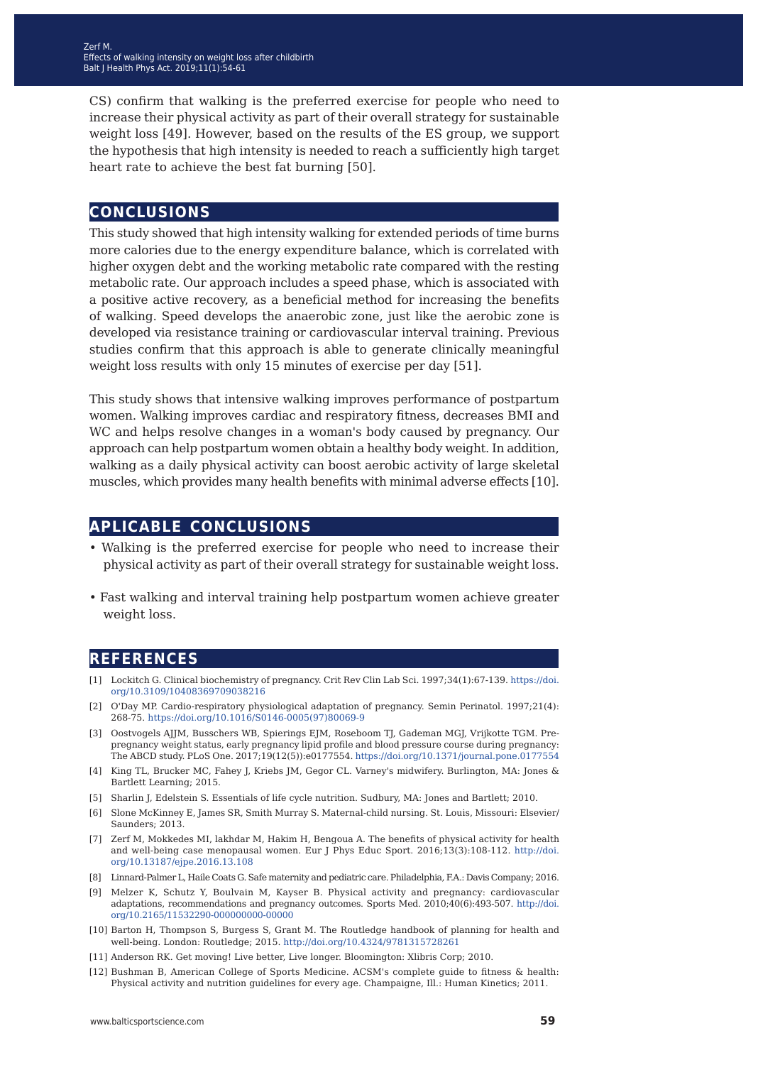CS) confirm that walking is the preferred exercise for people who need to increase their physical activity as part of their overall strategy for sustainable weight loss [49]. However, based on the results of the ES group, we support the hypothesis that high intensity is needed to reach a sufficiently high target heart rate to achieve the best fat burning [50].

## CONCLUSIONS

This study showed that high intensity walking for extended periods of time burns more calories due to the energy expenditure balance, which is correlated with higher oxygen debt and the working metabolic rate compared with the resting metabolic rate. Our approach includes a speed phase, which is associated with a positive active recovery, as a beneficial method for increasing the benefits of walking. Speed develops the anaerobic zone, just like the aerobic zone is developed via resistance training or cardiovascular interval training. Previous studies confirm that this approach is able to generate clinically meaningful weight loss results with only 15 minutes of exercise per day [51].

This study shows that intensive walking improves performance of postpartum women. Walking improves cardiac and respiratory fitness, decreases BMI and WC and helps resolve changes in a woman's body caused by pregnancy. Our approach can help postpartum women obtain a healthy body weight. In addition, walking as a daily physical activity can boost aerobic activity of large skeletal muscles, which provides many health benefits with minimal adverse effects [10].

## APLICABLE CONCLUSIONS

- Walking is the preferred exercise for people who need to increase their physical activity as part of their overall strategy for sustainable weight loss.
- Fast walking and interval training help postpartum women achieve greater weight loss.

## REFERENCES

[1] Lockitch G. Clinical biochemistry of pregnancy. Crit Rev Clin Lab Sci. 1997;34(1):67-139. https://doi.org/10.3109/10408369709038216

[2] O'Day MP. Cardio-respiratory physiological adaptation of pregnancy. Semin Perinatol. 1997;21(4):268-75. https://doi.org/10.1016/S0146-0005(97)80069-9

[3] Oostvogels AJJM, Busschers WB, Spierings EJM, Roseboom TJ, Gademan MGJ, Vrijkotte TGM. Pre-pregnancy weight status, early pregnancy lipid profile and blood pressure course during pregnancy: The ABCD study. PLoS One. 2017;19(12(5)):e0177554. https://doi.org/10.1371/journal.pone.0177554

[4] King TL, Brucker MC, Fahey J, Kriebs JM, Gegor CL. Varney's midwifery. Burlington, MA: Jones & Bartlett Learning; 2015.

[5] Sharlin J, Edelstein S. Essentials of life cycle nutrition. Sudbury, MA: Jones and Bartlett; 2010.

[6] Slone McKinney E, James SR, Smith Murray S. Maternal-child nursing. St. Louis, Missouri: Elsevier/Saunders; 2013.

[7] Zerf M, Mokkedes MI, lakhdar M, Hakim H, Bengoua A. The benefits of physical activity for health and well-being case menopausal women. Eur J Phys Educ Sport. 2016;13(3):108-112. http://doi.org/10.13187/ejpe.2016.13.108

[8] Linnard-Palmer L, Haile Coats G. Safe maternity and pediatric care. Philadelphia, F.A.: Davis Company; 2016.

[9] Melzer K, Schutz Y, Boulvain M, Kayser B. Physical activity and pregnancy: cardiovascular adaptations, recommendations and pregnancy outcomes. Sports Med. 2010;40(6):493-507. http://doi.org/10.2165/11532290-000000000-00000

[10] Barton H, Thompson S, Burgess S, Grant M. The Routledge handbook of planning for health and well-being. London: Routledge; 2015. http://doi.org/10.4324/9781315728261

[11] Anderson RK. Get moving! Live better, Live longer. Bloomington: Xlibris Corp; 2010.

[12] Bushman B, American College of Sports Medicine. ACSM's complete guide to fitness & health: Physical activity and nutrition guidelines for every age. Champaigne, Ill.: Human Kinetics; 2011.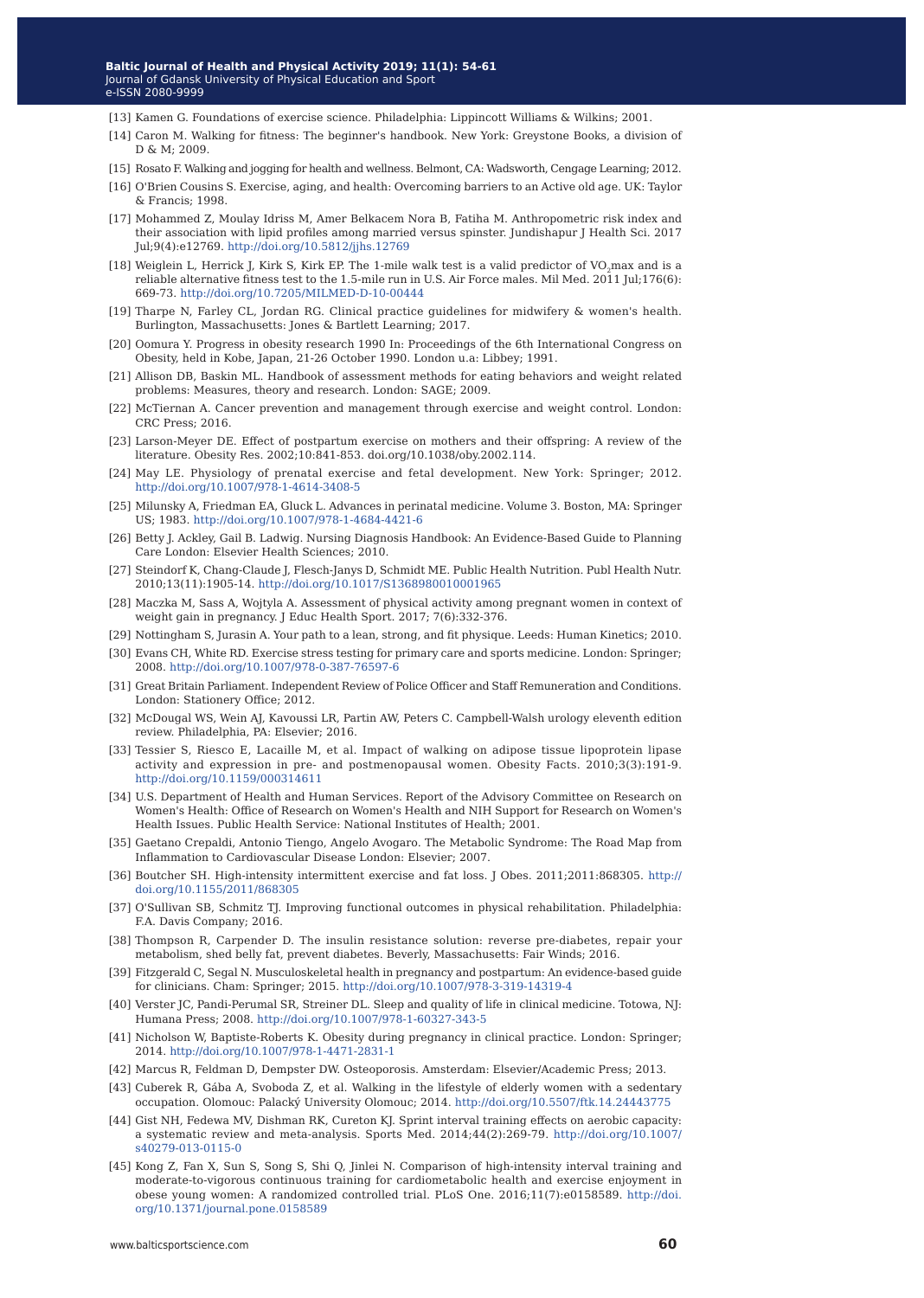[13] Kamen G. Foundations of exercise science. Philadelphia: Lippincott Williams & Wilkins; 2001.

[14] Caron M. Walking for fitness: The beginner's handbook. New York: Greystone Books, a division of D & M; 2009.

[15] Rosato F. Walking and jogging for health and wellness. Belmont, CA: Wadsworth, Cengage Learning; 2012.

[16] O'Brien Cousins S. Exercise, aging, and health: Overcoming barriers to an Active old age. UK: Taylor & Francis; 1998.

[17] Mohammed Z, Moulay Idriss M, Amer Belkacem Nora B, Fatiha M. Anthropometric risk index and their association with lipid profiles among married versus spinster. Jundishapur J Health Sci. 2017 Jul;9(4):e12769. http://doi.org/10.5812/jjhs.12769

[18] Weiglein L, Herrick J, Kirk S, Kirk EP. The 1-mile walk test is a valid predictor of $VO_2$max and is a reliable alternative fitness test to the 1.5-mile run in U.S. Air Force males. Mil Med. 2011 Jul;176(6): 669-73. http://doi.org/10.7205/MILMED-D-10-00444

[19] Tharpe N, Farley CL, Jordan RG. Clinical practice guidelines for midwifery & women's health. Burlington, Massachusetts: Jones & Bartlett Learning; 2017.

[20] Oomura Y. Progress in obesity research 1990 In: Proceedings of the 6th International Congress on Obesity, held in Kobe, Japan, 21-26 October 1990. London u.a: Libbey; 1991.

[21] Allison DB, Baskin ML. Handbook of assessment methods for eating behaviors and weight related problems: Measures, theory and research. London: SAGE; 2009.

[22] McTiernan A. Cancer prevention and management through exercise and weight control. London: CRC Press; 2016.

[23] Larson-Meyer DE. Effect of postpartum exercise on mothers and their offspring: A review of the literature. Obesity Res. 2002;10:841-853. doi.org/10.1038/oby.2002.114.

[24] May LE. Physiology of prenatal exercise and fetal development. New York: Springer; 2012. http://doi.org/10.1007/978-1-4614-3408-5

[25] Milunsky A, Friedman EA, Gluck L. Advances in perinatal medicine. Volume 3. Boston, MA: Springer US; 1983. http://doi.org/10.1007/978-1-4684-4421-6

[26] Betty J. Ackley, Gail B. Ladwig. Nursing Diagnosis Handbook: An Evidence-Based Guide to Planning Care London: Elsevier Health Sciences; 2010.

[27] Steindorf K, Chang-Claude J, Flesch-Janys D, Schmidt ME. Public Health Nutrition. Publ Health Nutr. 2010;13(11):1905-14. http://doi.org/10.1017/S1368980010001965

[28] Maczka M, Sass A, Wojtyla A. Assessment of physical activity among pregnant women in context of weight gain in pregnancy. J Educ Health Sport. 2017; 7(6):332-376.

[29] Nottingham S, Jurasin A. Your path to a lean, strong, and fit physique. Leeds: Human Kinetics; 2010.

[30] Evans CH, White RD. Exercise stress testing for primary care and sports medicine. London: Springer; 2008. http://doi.org/10.1007/978-0-387-76597-6

[31] Great Britain Parliament. Independent Review of Police Officer and Staff Remuneration and Conditions. London: Stationery Office; 2012.

[32] McDougal WS, Wein AJ, Kavoussi LR, Partin AW, Peters C. Campbell-Walsh urology eleventh edition review. Philadelphia, PA: Elsevier; 2016.

[33] Tessier S, Riesco E, Lacaille M, et al. Impact of walking on adipose tissue lipoprotein lipase activity and expression in pre- and postmenopausal women. Obesity Facts. 2010;3(3):191-9. http://doi.org/10.1159/000314611

[34] U.S. Department of Health and Human Services. Report of the Advisory Committee on Research on Women's Health: Office of Research on Women's Health and NIH Support for Research on Women's Health Issues. Public Health Service: National Institutes of Health; 2001.

[35] Gaetano Crepaldi, Antonio Tiengo, Angelo Avogaro. The Metabolic Syndrome: The Road Map from Inflammation to Cardiovascular Disease London: Elsevier; 2007.

[36] Boutcher SH. High-intensity intermittent exercise and fat loss. J Obes. 2011;2011:868305. http://doi.org/10.1155/2011/868305

[37] O'Sullivan SB, Schmitz TJ. Improving functional outcomes in physical rehabilitation. Philadelphia: F.A. Davis Company; 2016.

[38] Thompson R, Carpender D. The insulin resistance solution: reverse pre-diabetes, repair your metabolism, shed belly fat, prevent diabetes. Beverly, Massachusetts: Fair Winds; 2016.

[39] Fitzgerald C, Segal N. Musculoskeletal health in pregnancy and postpartum: An evidence-based guide for clinicians. Cham: Springer; 2015. http://doi.org/10.1007/978-3-319-14319-4

[40] Verster JC, Pandi-Perumal SR, Streiner DL. Sleep and quality of life in clinical medicine. Totowa, NJ: Humana Press; 2008. http://doi.org/10.1007/978-1-60327-343-5

[41] Nicholson W, Baptiste-Roberts K. Obesity during pregnancy in clinical practice. London: Springer; 2014. http://doi.org/10.1007/978-1-4471-2831-1

[42] Marcus R, Feldman D, Dempster DW. Osteoporosis. Amsterdam: Elsevier/Academic Press; 2013.

[43] Cuberek R, Gába A, Svoboda Z, et al. Walking in the lifestyle of elderly women with a sedentary occupation. Olomouc: Palacký University Olomouc; 2014. http://doi.org/10.5507/ftk.14.24443775

[44] Gist NH, Fedewa MV, Dishman RK, Cureton KJ. Sprint interval training effects on aerobic capacity: a systematic review and meta-analysis. Sports Med. 2014;44(2):269-79. http://doi.org/10.1007/s40279-013-0115-0

[45] Kong Z, Fan X, Sun S, Song S, Shi Q, Jinlei N. Comparison of high-intensity interval training and moderate-to-vigorous continuous training for cardiometabolic health and exercise enjoyment in obese young women: A randomized controlled trial. PLoS One. 2016;11(7):e0158589. http://doi.org/10.1371/journal.pone.0158589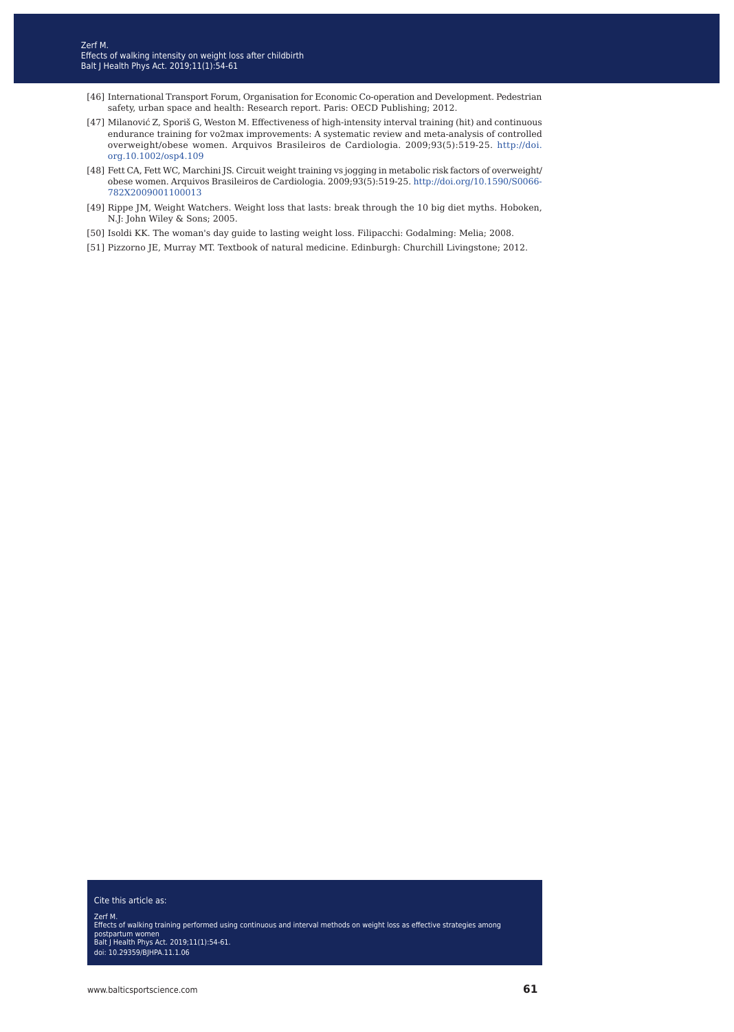[46] International Transport Forum, Organisation for Economic Co-operation and Development. Pedestrian safety, urban space and health: Research report. Paris: OECD Publishing; 2012.

[47] Milanović Z, Sporiš G, Weston M. Effectiveness of high-intensity interval training (hit) and continuous endurance training for vo2max improvements: A systematic review and meta-analysis of controlled overweight/obese women. Arquivos Brasileiros de Cardiologia. 2009;93(5):519-25. http://doi.org.10.1002/osp4.109

[48] Fett CA, Fett WC, Marchini JS. Circuit weight training vs jogging in metabolic risk factors of overweight/obese women. Arquivos Brasileiros de Cardiologia. 2009;93(5):519-25. http://doi.org/10.1590/S0066-782X2009001100013

[49] Rippe JM, Weight Watchers. Weight loss that lasts: break through the 10 big diet myths. Hoboken, N.J: John Wiley & Sons; 2005.

[50] Isoldi KK. The woman's day guide to lasting weight loss. Filipacchi: Godalming: Melia; 2008.

[51] Pizzorno JE, Murray MT. Textbook of natural medicine. Edinburgh: Churchill Livingstone; 2012.

Cite this article as:

Zerf M.
Effects of walking training performed using continuous and interval methods on weight loss as effective strategies among postpartum women
Balt J Health Phys Act. 2019;11(1):54-61.
doi: 10.29359/BJHPA.11.1.06